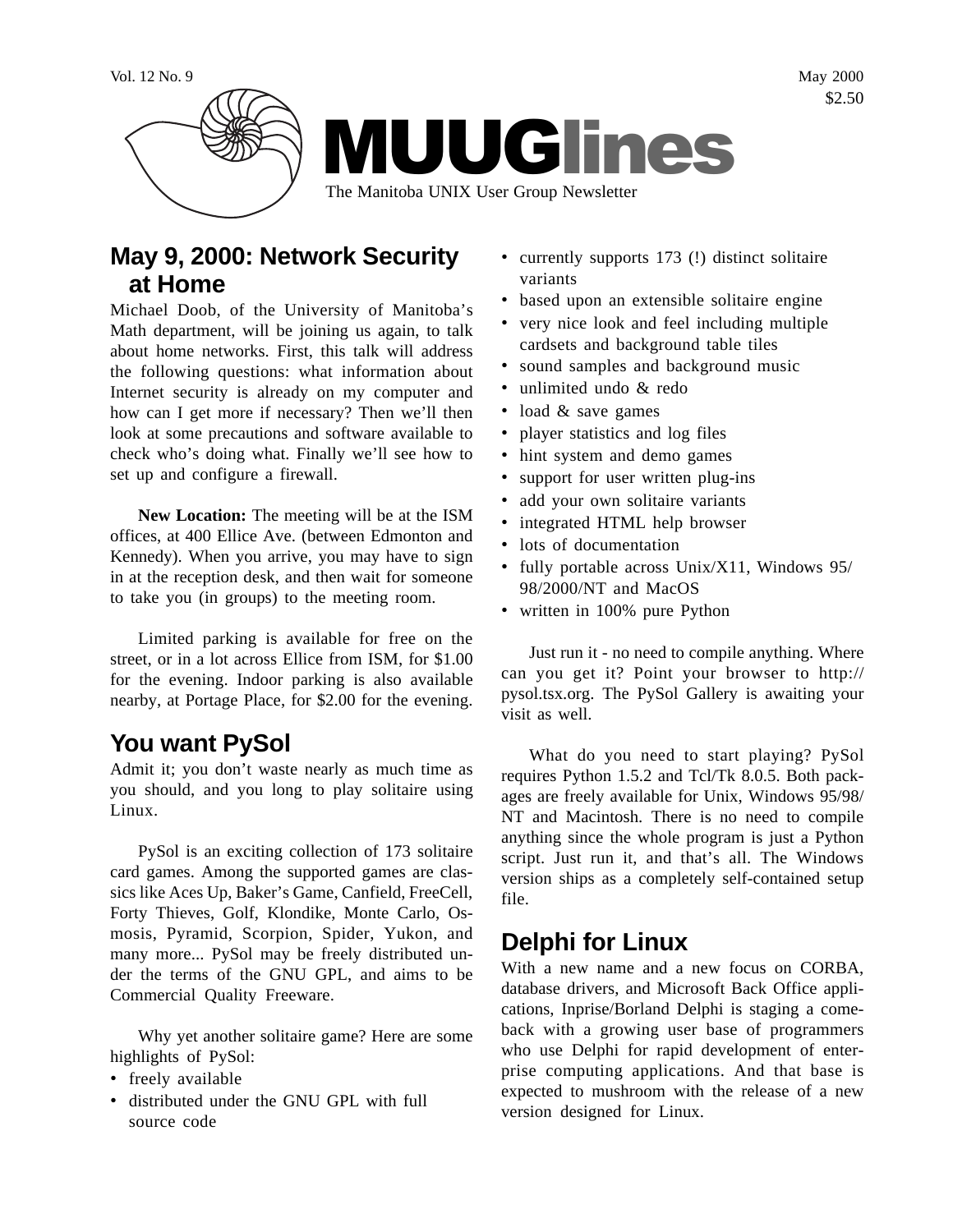Vol. 12 No. 9 May 2000
$2.50

# MUUGlines

The Manitoba UNIX User Group Newsletter

## May 9, 2000: Network Security at Home

Michael Doob, of the University of Manitoba's Math department, will be joining us again, to talk about home networks. First, this talk will address the following questions: what information about Internet security is already on my computer and how can I get more if necessary? Then we'll then look at some precautions and software available to check who's doing what. Finally we'll see how to set up and configure a firewall.

**New Location:** The meeting will be at the ISM offices, at 400 Ellice Ave. (between Edmonton and Kennedy). When you arrive, you may have to sign in at the reception desk, and then wait for someone to take you (in groups) to the meeting room.

Limited parking is available for free on the street, or in a lot across Ellice from ISM, for $1.00 for the evening. Indoor parking is also available nearby, at Portage Place, for $2.00 for the evening.

## You want PySol

Admit it; you don't waste nearly as much time as you should, and you long to play solitaire using Linux.

PySol is an exciting collection of 173 solitaire card games. Among the supported games are classics like Aces Up, Baker's Game, Canfield, FreeCell, Forty Thieves, Golf, Klondike, Monte Carlo, Osmosis, Pyramid, Scorpion, Spider, Yukon, and many more... PySol may be freely distributed under the terms of the GNU GPL, and aims to be Commercial Quality Freeware.

Why yet another solitaire game? Here are some highlights of PySol:

- freely available
- distributed under the GNU GPL with full source code
- currently supports 173 (!) distinct solitaire variants
- based upon an extensible solitaire engine
- very nice look and feel including multiple cardsets and background table tiles
- sound samples and background music
- unlimited undo & redo
- load & save games
- player statistics and log files
- hint system and demo games
- support for user written plug-ins
- add your own solitaire variants
- integrated HTML help browser
- lots of documentation
- fully portable across Unix/X11, Windows 95/98/2000/NT and MacOS
- written in 100% pure Python

Just run it - no need to compile anything. Where can you get it? Point your browser to http://pysol.tsx.org. The PySol Gallery is awaiting your visit as well.

What do you need to start playing? PySol requires Python 1.5.2 and Tcl/Tk 8.0.5. Both packages are freely available for Unix, Windows 95/98/NT and Macintosh. There is no need to compile anything since the whole program is just a Python script. Just run it, and that's all. The Windows version ships as a completely self-contained setup file.

## Delphi for Linux

With a new name and a new focus on CORBA, database drivers, and Microsoft Back Office applications, Inprise/Borland Delphi is staging a comeback with a growing user base of programmers who use Delphi for rapid development of enterprise computing applications. And that base is expected to mushroom with the release of a new version designed for Linux.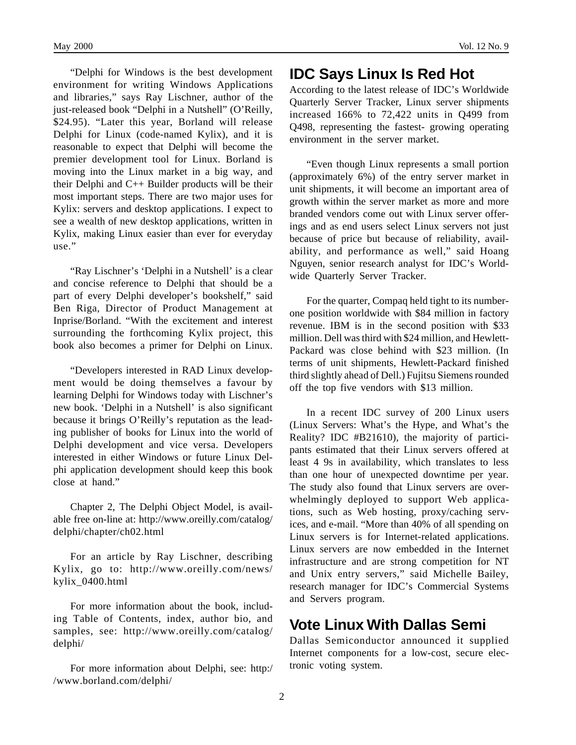"Delphi for Windows is the best development environment for writing Windows Applications and libraries," says Ray Lischner, author of the just-released book "Delphi in a Nutshell" (O'Reilly, $24.95). "Later this year, Borland will release Delphi for Linux (code-named Kylix), and it is reasonable to expect that Delphi will become the premier development tool for Linux. Borland is moving into the Linux market in a big way, and their Delphi and C++ Builder products will be their most important steps. There are two major uses for Kylix: servers and desktop applications. I expect to see a wealth of new desktop applications, written in Kylix, making Linux easier than ever for everyday use."

"Ray Lischner's 'Delphi in a Nutshell' is a clear and concise reference to Delphi that should be a part of every Delphi developer's bookshelf," said Ben Riga, Director of Product Management at Inprise/Borland. "With the excitement and interest surrounding the forthcoming Kylix project, this book also becomes a primer for Delphi on Linux.

"Developers interested in RAD Linux development would be doing themselves a favour by learning Delphi for Windows today with Lischner's new book. 'Delphi in a Nutshell' is also significant because it brings O'Reilly's reputation as the leading publisher of books for Linux into the world of Delphi development and vice versa. Developers interested in either Windows or future Linux Delphi application development should keep this book close at hand."

Chapter 2, The Delphi Object Model, is available free on-line at: http://www.oreilly.com/catalog/delphi/chapter/ch02.html

For an article by Ray Lischner, describing Kylix, go to: http://www.oreilly.com/news/kylix_0400.html

For more information about the book, including Table of Contents, index, author bio, and samples, see: http://www.oreilly.com/catalog/delphi/

For more information about Delphi, see: http://www.borland.com/delphi/

## IDC Says Linux Is Red Hot

According to the latest release of IDC's Worldwide Quarterly Server Tracker, Linux server shipments increased 166% to 72,422 units in Q499 from Q498, representing the fastest- growing operating environment in the server market.

"Even though Linux represents a small portion (approximately 6%) of the entry server market in unit shipments, it will become an important area of growth within the server market as more and more branded vendors come out with Linux server offerings and as end users select Linux servers not just because of price but because of reliability, availability, and performance as well," said Hoang Nguyen, senior research analyst for IDC's Worldwide Quarterly Server Tracker.

For the quarter, Compaq held tight to its number-one position worldwide with $84 million in factory revenue. IBM is in the second position with $33 million. Dell was third with $24 million, and Hewlett-Packard was close behind with $23 million. (In terms of unit shipments, Hewlett-Packard finished third slightly ahead of Dell.) Fujitsu Siemens rounded off the top five vendors with $13 million.

In a recent IDC survey of 200 Linux users (Linux Servers: What's the Hype, and What's the Reality? IDC #B21610), the majority of participants estimated that their Linux servers offered at least 4 9s in availability, which translates to less than one hour of unexpected downtime per year. The study also found that Linux servers are overwhelmingly deployed to support Web applications, such as Web hosting, proxy/caching services, and e-mail. "More than 40% of all spending on Linux servers is for Internet-related applications. Linux servers are now embedded in the Internet infrastructure and are strong competition for NT and Unix entry servers," said Michelle Bailey, research manager for IDC's Commercial Systems and Servers program.

## Vote Linux With Dallas Semi

Dallas Semiconductor announced it supplied Internet components for a low-cost, secure electronic voting system.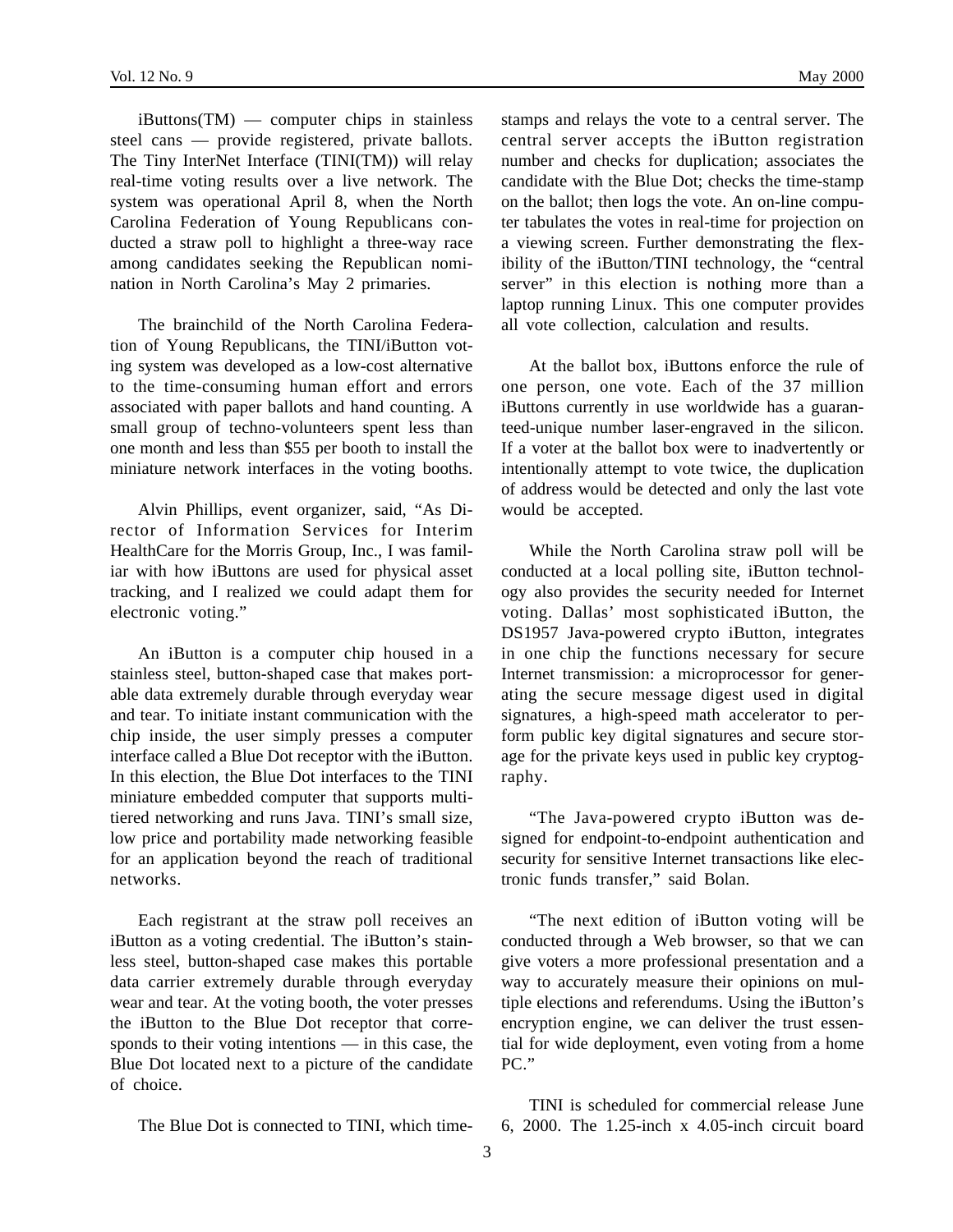iButtons(TM) — computer chips in stainless steel cans — provide registered, private ballots. The Tiny InterNet Interface (TINI(TM)) will relay real-time voting results over a live network. The system was operational April 8, when the North Carolina Federation of Young Republicans conducted a straw poll to highlight a three-way race among candidates seeking the Republican nomination in North Carolina's May 2 primaries.

The brainchild of the North Carolina Federation of Young Republicans, the TINI/iButton voting system was developed as a low-cost alternative to the time-consuming human effort and errors associated with paper ballots and hand counting. A small group of techno-volunteers spent less than one month and less than $55 per booth to install the miniature network interfaces in the voting booths.

Alvin Phillips, event organizer, said, "As Director of Information Services for Interim HealthCare for the Morris Group, Inc., I was familiar with how iButtons are used for physical asset tracking, and I realized we could adapt them for electronic voting."

An iButton is a computer chip housed in a stainless steel, button-shaped case that makes portable data extremely durable through everyday wear and tear. To initiate instant communication with the chip inside, the user simply presses a computer interface called a Blue Dot receptor with the iButton. In this election, the Blue Dot interfaces to the TINI miniature embedded computer that supports multi-tiered networking and runs Java. TINI's small size, low price and portability made networking feasible for an application beyond the reach of traditional networks.

Each registrant at the straw poll receives an iButton as a voting credential. The iButton's stainless steel, button-shaped case makes this portable data carrier extremely durable through everyday wear and tear. At the voting booth, the voter presses the iButton to the Blue Dot receptor that corresponds to their voting intentions — in this case, the Blue Dot located next to a picture of the candidate of choice.

The Blue Dot is connected to TINI, which time-stamps and relays the vote to a central server. The central server accepts the iButton registration number and checks for duplication; associates the candidate with the Blue Dot; checks the time-stamp on the ballot; then logs the vote. An on-line computer tabulates the votes in real-time for projection on a viewing screen. Further demonstrating the flexibility of the iButton/TINI technology, the "central server" in this election is nothing more than a laptop running Linux. This one computer provides all vote collection, calculation and results.

At the ballot box, iButtons enforce the rule of one person, one vote. Each of the 37 million iButtons currently in use worldwide has a guaranteed-unique number laser-engraved in the silicon. If a voter at the ballot box were to inadvertently or intentionally attempt to vote twice, the duplication of address would be detected and only the last vote would be accepted.

While the North Carolina straw poll will be conducted at a local polling site, iButton technology also provides the security needed for Internet voting. Dallas' most sophisticated iButton, the DS1957 Java-powered crypto iButton, integrates in one chip the functions necessary for secure Internet transmission: a microprocessor for generating the secure message digest used in digital signatures, a high-speed math accelerator to perform public key digital signatures and secure storage for the private keys used in public key cryptography.

"The Java-powered crypto iButton was designed for endpoint-to-endpoint authentication and security for sensitive Internet transactions like electronic funds transfer," said Bolan.

"The next edition of iButton voting will be conducted through a Web browser, so that we can give voters a more professional presentation and a way to accurately measure their opinions on multiple elections and referendums. Using the iButton's encryption engine, we can deliver the trust essential for wide deployment, even voting from a home PC."

TINI is scheduled for commercial release June 6, 2000. The 1.25-inch x 4.05-inch circuit board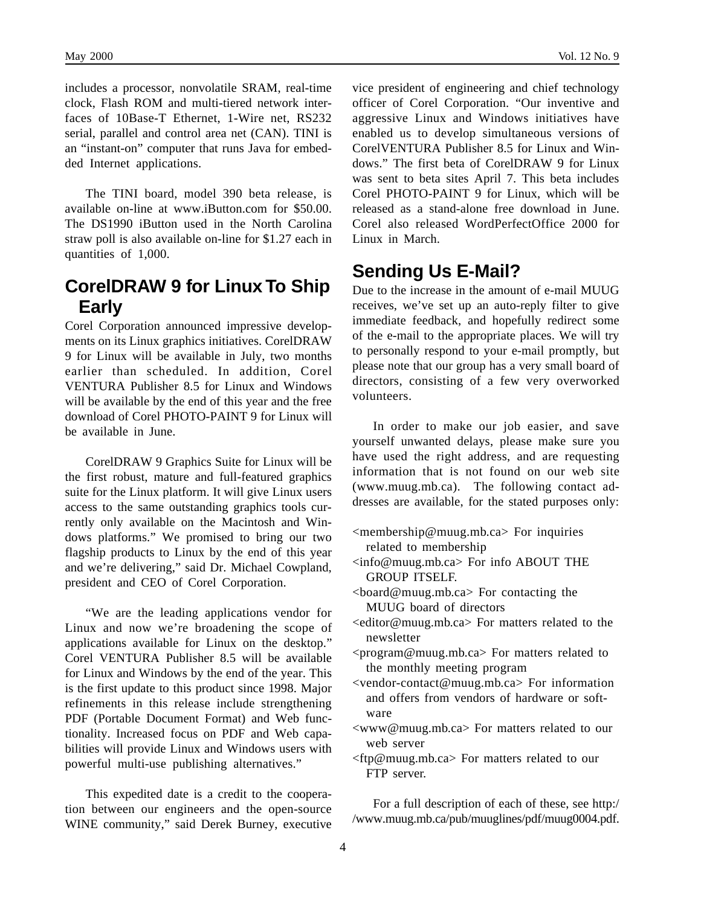includes a processor, nonvolatile SRAM, real-time clock, Flash ROM and multi-tiered network interfaces of 10Base-T Ethernet, 1-Wire net, RS232 serial, parallel and control area net (CAN). TINI is an "instant-on" computer that runs Java for embedded Internet applications.

The TINI board, model 390 beta release, is available on-line at www.iButton.com for $50.00. The DS1990 iButton used in the North Carolina straw poll is also available on-line for $1.27 each in quantities of 1,000.

## CorelDRAW 9 for Linux To Ship Early

Corel Corporation announced impressive developments on its Linux graphics initiatives. CorelDRAW 9 for Linux will be available in July, two months earlier than scheduled. In addition, Corel VENTURA Publisher 8.5 for Linux and Windows will be available by the end of this year and the free download of Corel PHOTO-PAINT 9 for Linux will be available in June.

CorelDRAW 9 Graphics Suite for Linux will be the first robust, mature and full-featured graphics suite for the Linux platform. It will give Linux users access to the same outstanding graphics tools currently only available on the Macintosh and Windows platforms." We promised to bring our two flagship products to Linux by the end of this year and we're delivering," said Dr. Michael Cowpland, president and CEO of Corel Corporation.

"We are the leading applications vendor for Linux and now we're broadening the scope of applications available for Linux on the desktop." Corel VENTURA Publisher 8.5 will be available for Linux and Windows by the end of the year. This is the first update to this product since 1998. Major refinements in this release include strengthening PDF (Portable Document Format) and Web functionality. Increased focus on PDF and Web capabilities will provide Linux and Windows users with powerful multi-use publishing alternatives."

This expedited date is a credit to the cooperation between our engineers and the open-source WINE community," said Derek Burney, executive vice president of engineering and chief technology officer of Corel Corporation. "Our inventive and aggressive Linux and Windows initiatives have enabled us to develop simultaneous versions of CorelVENTURA Publisher 8.5 for Linux and Windows." The first beta of CorelDRAW 9 for Linux was sent to beta sites April 7. This beta includes Corel PHOTO-PAINT 9 for Linux, which will be released as a stand-alone free download in June. Corel also released WordPerfectOffice 2000 for Linux in March.

## Sending Us E-Mail?

Due to the increase in the amount of e-mail MUUG receives, we've set up an auto-reply filter to give immediate feedback, and hopefully redirect some of the e-mail to the appropriate places. We will try to personally respond to your e-mail promptly, but please note that our group has a very small board of directors, consisting of a few very overworked volunteers.

In order to make our job easier, and save yourself unwanted delays, please make sure you have used the right address, and are requesting information that is not found on our web site (www.muug.mb.ca). The following contact addresses are available, for the stated purposes only:

<membership@muug.mb.ca> For inquiries related to membership  
<info@muug.mb.ca> For info ABOUT THE GROUP ITSELF.  
<board@muug.mb.ca> For contacting the MUUG board of directors  
<editor@muug.mb.ca> For matters related to the newsletter  
<program@muug.mb.ca> For matters related to the monthly meeting program  
<vendor-contact@muug.mb.ca> For information and offers from vendors of hardware or software  
<www@muug.mb.ca> For matters related to our web server  
<ftp@muug.mb.ca> For matters related to our FTP server.

For a full description of each of these, see http://www.muug.mb.ca/pub/muuglines/pdf/muug0004.pdf.